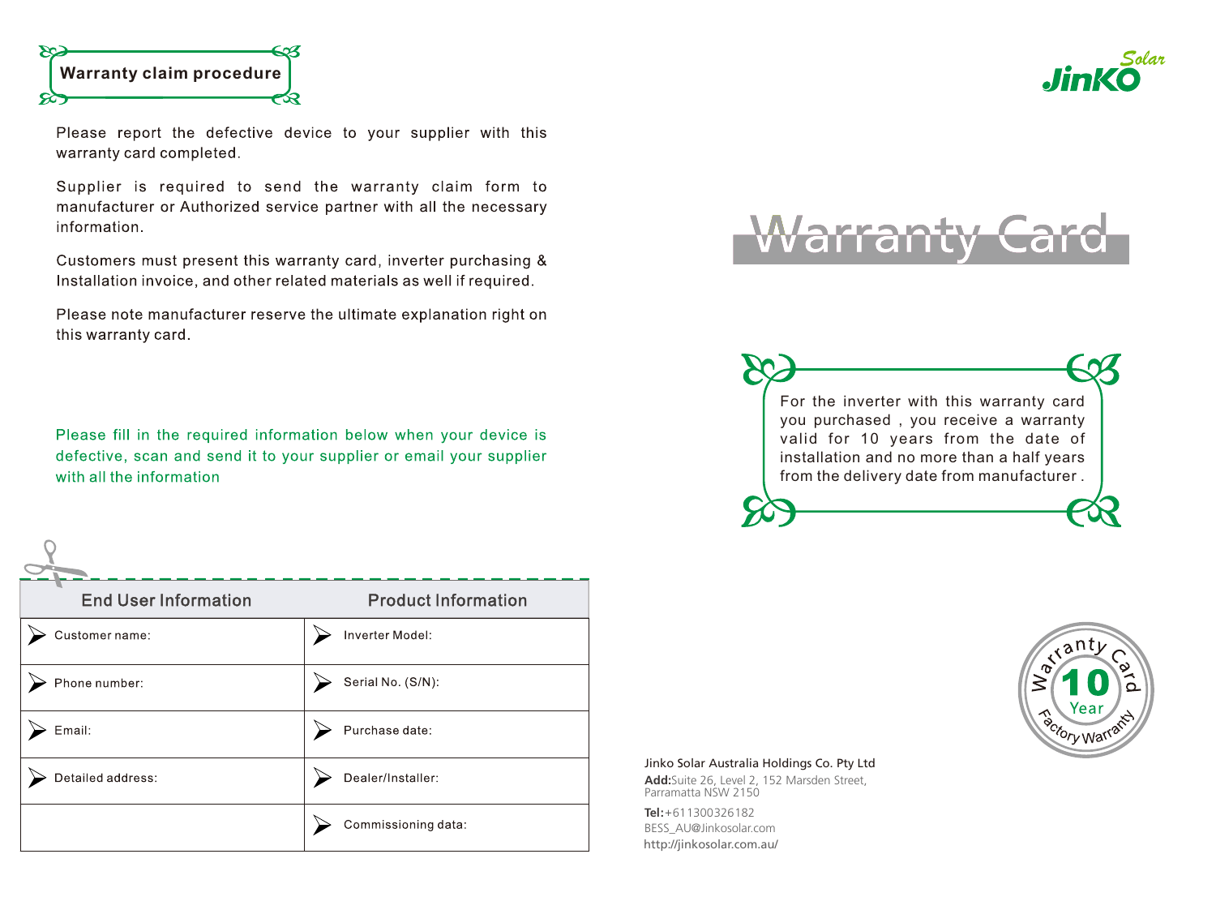## Warranty claim procedure

Please report the defective device to your supplier with this warranty card completed.

Supplier is required to send the warranty claim form to manufacturer or Authorized service partner with all the necessary information.

Customers must present this warranty card, inverter purchasing & Installation invoice, and other related materials as well if required.

Please note manufacturer reserve the ultimate explanation right on this warranty card.

Please fill in the required information below when your device is defective, scan and send it to your supplier or email your supplier with all the information

| End User Information | Product Information |
|---|---|
| Customer name: | Inverter Model: |
| Phone number: | Serial No. (S/N): |
| Email: | Purchase date: |
| Detailed address: | Dealer/Installer: |
| | Commissioning data: |

JinKO Solar

# Warranty Card

For the inverter with this warranty card you purchased , you receive a warranty valid for 10 years from the date of installation and no more than a half years from the delivery date from manufacturer .

Warranty Card 10 Year Factory Warranty

Jinko Solar Australia Holdings Co. Pty Ltd

**Add:**Suite 26, Level 2, 152 Marsden Street, Parramatta NSW 2150

**Tel:**+611300326182

BESS_AU@Jinkosolar.com

http://jinkosolar.com.au/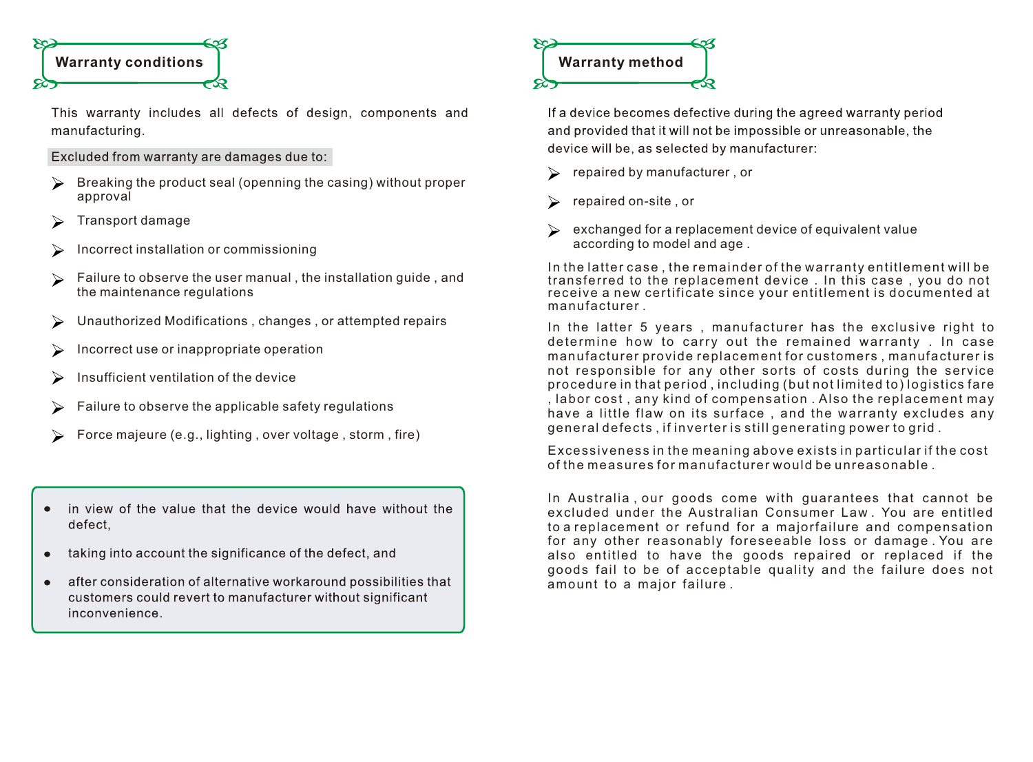## Warranty conditions

This warranty includes all defects of design, components and manufacturing.

Excluded from warranty are damages due to:

- Breaking the product seal (openning the casing) without proper approval
- Transport damage
- Incorrect installation or commissioning
- Failure to observe the user manual , the installation guide , and the maintenance regulations
- Unauthorized Modifications , changes , or attempted repairs
- Incorrect use or inappropriate operation
- Insufficient ventilation of the device
- Failure to observe the applicable safety regulations
- Force majeure (e.g., lighting , over voltage , storm , fire)

- in view of the value that the device would have without the defect,
- taking into account the significance of the defect, and
- after consideration of alternative workaround possibilities that customers could revert to manufacturer without significant inconvenience.

## Warranty method

If a device becomes defective during the agreed warranty period and provided that it will not be impossible or unreasonable, the device will be, as selected by manufacturer:

- repaired by manufacturer , or
- repaired on-site , or
- exchanged for a replacement device of equivalent value according to model and age .

In the latter case , the remainder of the warranty entitlement will be transferred to the replacement device . In this case , you do not receive a new certificate since your entitlement is documented at manufacturer .

In the latter 5 years , manufacturer has the exclusive right to determine how to carry out the remained warranty . In case manufacturer provide replacement for customers , manufacturer is not responsible for any other sorts of costs during the service procedure in that period , including (but not limited to) logistics fare , labor cost , any kind of compensation . Also the replacement may have a little flaw on its surface , and the warranty excludes any general defects , if inverter is still generating power to grid .

Excessiveness in the meaning above exists in particular if the cost of the measures for manufacturer would be unreasonable .

In Australia , our goods come with guarantees that cannot be excluded under the Australian Consumer Law . You are entitled to a replacement or refund for a majorfailure and compensation for any other reasonably foreseeable loss or damage . You are also entitled to have the goods repaired or replaced if the goods fail to be of acceptable quality and the failure does not amount to a major failure .